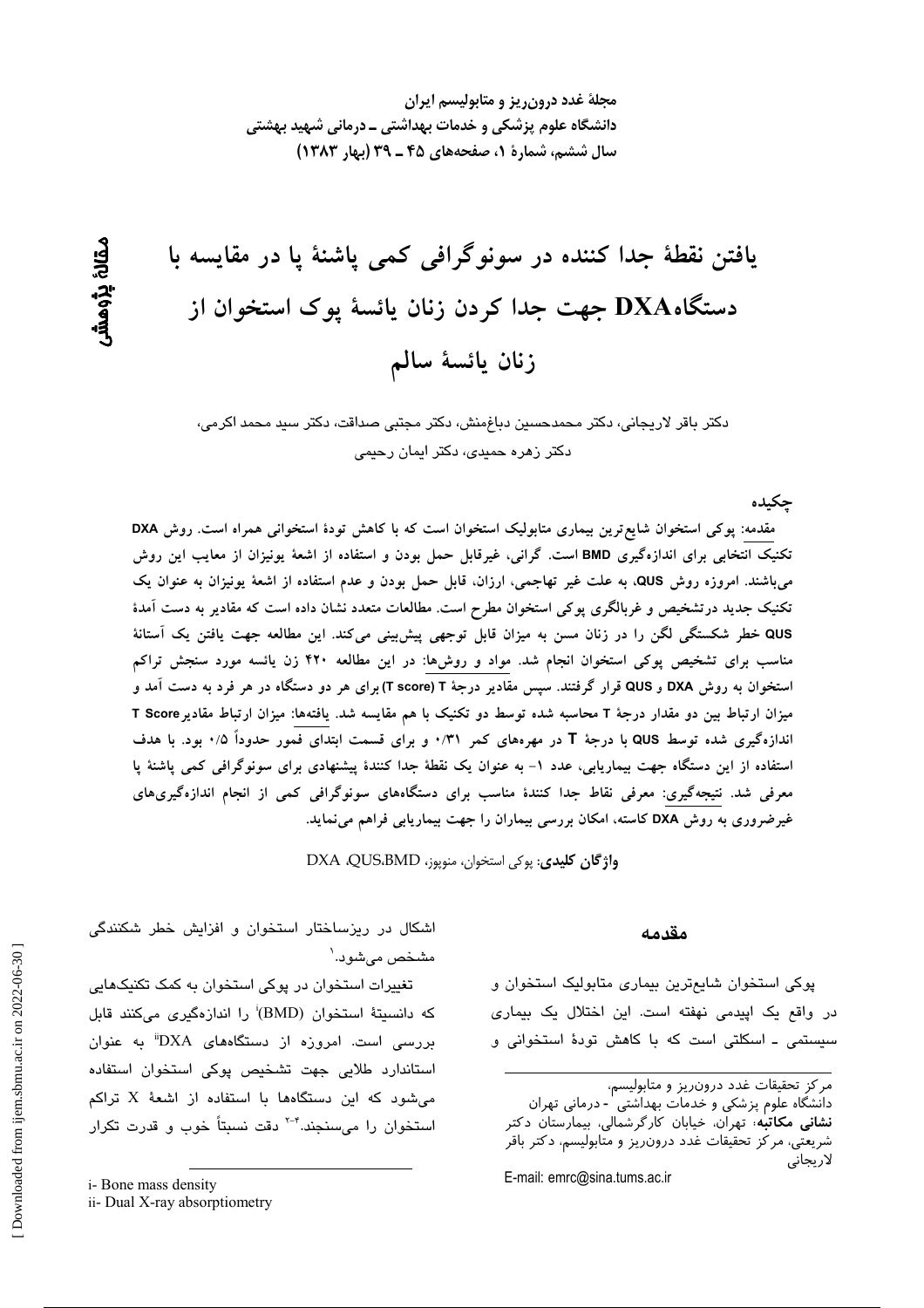مجلهٔ غدد درون‌ریز و متابولیسم ایران
دانشگاه علوم پزشکی و خدمات بهداشتی ـ درمانی شهید بهشتی
سال ششم، شمارهٔ ۱، صفحه‌های ۴۵ ـ ۳۹ (بهار ۱۳۸۳)

مقالهٔ پژوهشی

# یافتن نقطهٔ جدا کننده در سونوگرافی کمی پاشنهٔ پا در مقایسه با دستگاه DXA جهت جدا کردن زنان یائسهٔ پوک استخوان از زنان یائسهٔ سالم

دکتر باقر لاریجانی، دکتر محمدحسین دباغ‌منش، دکتر مجتبی صداقت، دکتر سید محمد اکرمی، دکتر زهره حمیدی، دکتر ایمان رحیمی

## چکیده

مقدمه: پوکی استخوان شایع‌ترین بیماری متابولیک استخوان است که با کاهش تودهٔ استخوانی همراه است. روش DXA تکنیک انتخابی برای اندازه‌گیری BMD است. گرانی، غیرقابل حمل بودن و استفاده از اشعهٔ یونیزان از معایب این روش می‌باشند. امروزه روش QUS، به علت غیر تهاجمی، ارزان، قابل حمل بودن و عدم استفاده از اشعهٔ یونیزان به عنوان یک تکنیک جدید درتشخیص و غربالگری پوکی استخوان مطرح است. مطالعات متعدد نشان داده است که مقادیر به دست آمدهٔ QUS خطر شکستگی لگن را در زنان مسن به میزان قابل توجهی پیش‌بینی می‌کند. این مطالعه جهت یافتن یک آستانهٔ مناسب برای تشخیص پوکی استخوان انجام شد. مواد و روش‌ها: در این مطالعه ۴۲۰ زن یائسه مورد سنجش تراکم استخوان به روش DXA و QUS قرار گرفتند. سپس مقادیر درجهٔ T (T score) برای هر دو دستگاه در هر فرد به دست آمد و میزان ارتباط بین دو مقدار درجهٔ T محاسبه شده توسط دو تکنیک با هم مقایسه شد. یافته‌ها: میزان ارتباط مقادیر T Score اندازه‌گیری شده توسط QUS با درجهٔ T در مهره‌های کمر ۰/۳۱ و برای قسمت ابتدای فمور حدوداً ۰/۵ بود. با هدف استفاده از این دستگاه جهت بیماریابی، عدد ۱- به عنوان یک نقطهٔ جدا کنندهٔ پیشنهادی برای سونوگرافی کمی پاشنهٔ پا معرفی شد. نتیجه‌گیری: معرفی نقاط جدا کنندهٔ مناسب برای دستگاه‌های سونوگرافی کمی از انجام اندازه‌گیری‌های غیرضروری به روش DXA کاسته، امکان بررسی بیماران را جهت بیماریابی فراهم می‌نماید.

**واژگان کلیدی**: پوکی استخوان، منوپوز، BMD، QUS، DXA

## مقدمه

پوکی استخوان شایع‌ترین بیماری متابولیک استخوان و در واقع یک اپیدمی نهفته است. این اختلال یک بیماری سیستمی ـ اسکلتی است که با کاهش تودهٔ استخوانی و اشکال در ریزساختار استخوان و افزایش خطر شکنندگی مشخص می‌شود.[1]

تغییرات استخوان در پوکی استخوان به کمک تکنیک‌هایی که دانسیتهٔ استخوان (BMD)[i] را اندازه‌گیری می‌کنند قابل بررسی است. امروزه از دستگاه‌های DXA[ii] به عنوان استاندارد طلایی جهت تشخیص پوکی استخوان استفاده می‌شود که این دستگاه‌ها با استفاده از اشعهٔ X تراکم استخوان را می‌سنجند.[2-4] دقت نسبتاً خوب و قدرت تکرار

---

مرکز تحقیقات غدد درون‌ریز و متابولیسم،
دانشگاه علوم پزشکی و خدمات بهداشتی - درمانی تهران
**نشانی مکاتبه**: تهران، خیابان کارگرشمالی، بیمارستان دکتر شریعتی، مرکز تحقیقات غدد درون‌ریز و متابولیسم، دکتر باقر لاریجانی
E-mail: emrc@sina.tums.ac.ir

i- Bone mass density
ii- Dual X-ray absorptiometry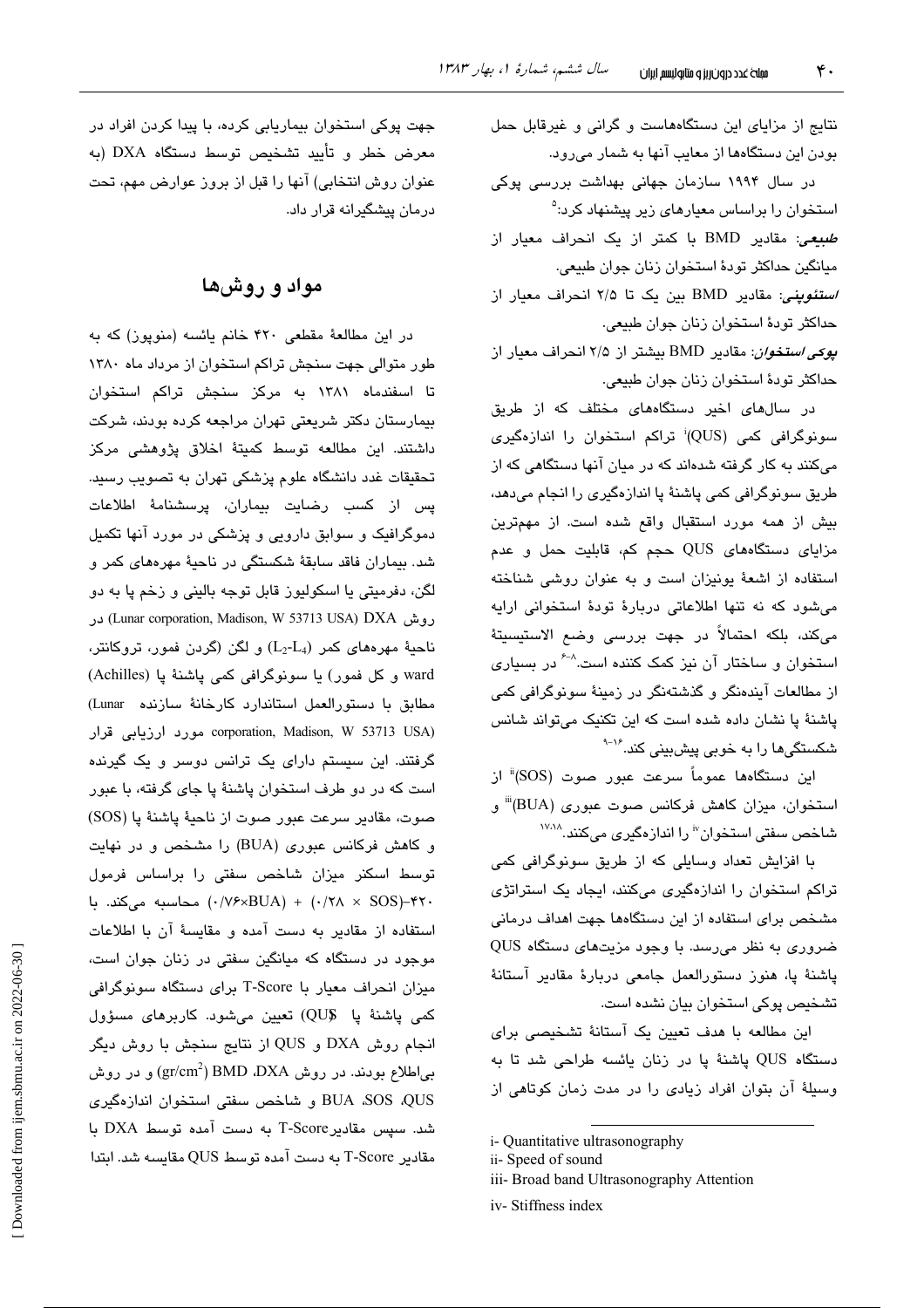نتایج از مزایای این دستگاه‌هاست و گرانی و غیرقابل حمل بودن این دستگاه‌ها از معایب آنها به شمار می‌رود.

در سال ۱۹۹۴ سازمان جهانی بهداشت بررسی پوکی استخوان را براساس معیارهای زیر پیشنهاد کرد:[۵]

*طبیعی*: مقادیر BMD با کمتر از یک انحراف معیار از میانگین حداکثر تودهٔ استخوان زنان جوان طبیعی.

*استئوپنی*: مقادیر BMD بین یک تا ۲/۵ انحراف معیار از حداکثر تودهٔ استخوان زنان جوان طبیعی.

*پوکی استخوان*: مقادیر BMD بیشتر از ۲/۵ انحراف معیار از حداکثر تودهٔ استخوان زنان جوان طبیعی.

در سال‌های اخیر دستگاه‌های مختلف که از طریق سونوگرافی کمی (QUS)[i] تراکم استخوان را اندازه‌گیری می‌کنند به کار گرفته شده‌اند که در میان آنها دستگاهی که از طریق سونوگرافی کمی پاشنهٔ پا اندازه‌گیری را انجام می‌دهد، بیش از همه مورد استقبال واقع شده است. از مهم‌ترین مزایای دستگاه‌های QUS حجم کم، قابلیت حمل و عدم استفاده از اشعهٔ یونیزان است و به عنوان روشی شناخته می‌شود که نه تنها اطلاعاتی دربارهٔ تودهٔ استخوانی ارایه می‌کند، بلکه احتمالاً در جهت بررسی وضع الاستیسیتهٔ استخوان و ساختار آن نیز کمک کننده است.[۸-۶] در بسیاری از مطالعات آینده‌نگر و گذشته‌نگر در زمینهٔ سونوگرافی کمی پاشنهٔ پا نشان داده شده است که این تکنیک می‌تواند شانس شکستگی‌ها را به خوبی پیش‌بینی کند.[۱۶-۹]

این دستگاه‌ها عموماً سرعت عبور صوت (SOS)[ii] از استخوان، میزان کاهش فرکانس صوت عبوری (BUA)[iii] و شاخص سفتی استخوان[iv] را اندازه‌گیری می‌کنند.[۱۷،۱۸]

با افزایش تعداد وسایلی که از طریق سونوگرافی کمی تراکم استخوان را اندازه‌گیری می‌کنند، ایجاد یک استراتژی مشخص برای استفاده از این دستگاه‌ها جهت اهداف درمانی ضروری به نظر می‌رسد. با وجود مزیت‌های دستگاه QUS پاشنهٔ پا، هنوز دستورالعمل جامعی دربارهٔ مقادیر آستانهٔ تشخیص پوکی استخوان بیان نشده است.

این مطالعه با هدف تعیین یک آستانهٔ تشخیصی برای دستگاه QUS پاشنهٔ پا در زنان یائسه طراحی شد تا به وسیلهٔ آن بتوان افراد زیادی را در مدت زمان کوتاهی از جهت پوکی استخوان بیماریابی کرده، با پیدا کردن افراد در معرض خطر و تأیید تشخیص توسط دستگاه DXA (به عنوان روش انتخابی) آنها را قبل از بروز عوارض مهم، تحت درمان پیشگیرانه قرار داد.

## مواد و روش‌ها

در این مطالعهٔ مقطعی ۴۲۰ خانم یائسه (منوپوز) که به طور متوالی جهت سنجش تراکم استخوان از مرداد ماه ۱۳۸۰ تا اسفندماه ۱۳۸۱ به مرکز سنجش تراکم استخوان بیمارستان دکتر شریعتی تهران مراجعه کرده بودند، شرکت داشتند. این مطالعه توسط کمیتهٔ اخلاق پژوهشی مرکز تحقیقات غدد دانشگاه علوم پزشکی تهران به تصویب رسید. پس از کسب رضایت بیماران، پرسشنامهٔ اطلاعات دموگرافیک و سوابق دارویی و پزشکی در مورد آنها تکمیل شد. بیماران فاقد سابقهٔ شکستگی در ناحیهٔ مهره‌های کمر و لگن، دفرمیتی یا اسکولیوز قابل توجه بالینی و زخم پا به دو روش DXA (Lunar corporation, Madison, W 53713 USA) در ناحیهٔ مهره‌های کمر ($L_2$-$L_4$) و لگن (گردن فمور، تروکانتر، ward و کل فمور) یا سونوگرافی کمی پاشنهٔ پا (Achilles) مطابق با دستورالعمل استاندارد کارخانهٔ سازنده (Lunar corporation, Madison, W 53713 USA) مورد ارزیابی قرار گرفتند. این سیستم دارای یک ترانس دوسر و یک گیرنده است که در دو طرف استخوان پاشنهٔ پا جای گرفته، با عبور صوت، مقادیر سرعت عبور صوت از ناحیهٔ پاشنهٔ پا (SOS) و کاهش فرکانس عبوری (BUA) را مشخص و در نهایت توسط اسکنر میزان شاخص سفتی را براساس فرمول ۴۲۰–(۰/۷۶×BUA) + (۰/۲۸ × SOS) محاسبه می‌کند. با استفاده از مقادیر به دست آمده و مقایسهٔ آن با اطلاعات موجود در دستگاه که میانگین سفتی در زنان جوان است، میزان انحراف معیار با T-Score برای دستگاه سونوگرافی کمی پاشنهٔ پا (QUS) تعیین می‌شود. کاربرهای مسؤول انجام روش DXA و QUS از نتایج سنجش با روش دیگر بی‌اطلاع بودند. در روش DXA، BMD ($gr/cm^2$) و در روش QUS، SOS، BUA و شاخص سفتی استخوان اندازه‌گیری شد. سپس مقادیر T-Score به دست آمده توسط DXA با مقادیر T-Score به دست آمده توسط QUS مقایسه شد. ابتدا

---

i- Quantitative ultrasonography

ii- Speed of sound

iii- Broad band Ultrasonography Attention

iv- Stiffness index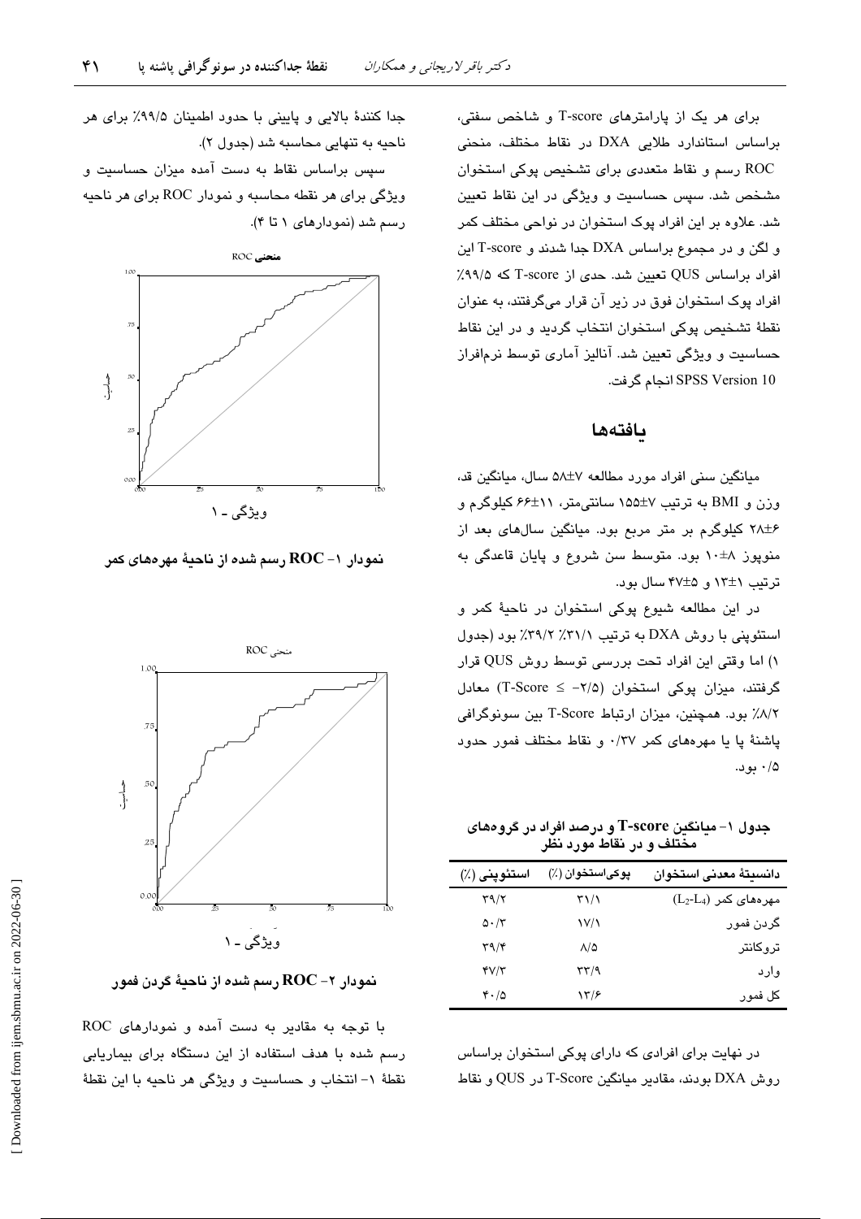برای هر یک از پارامترهای T-score و شاخص سفتی، براساس استاندارد طلایی DXA در نقاط مختلف، منحنی ROC رسم و نقاط متعددی برای تشخیص پوکی استخوان مشخص شد. سپس حساسیت و ویژگی در این نقاط تعیین شد. علاوه بر این افراد پوک استخوان در نواحی مختلف کمر و لگن و در مجموع براساس DXA جدا شدند و T-score این افراد براساس QUS تعیین شد. حدی از T-score که ۹۹/۵٪ افراد پوک استخوان فوق در زیر آن قرار می‌گرفتند، به عنوان نقطهٔ تشخیص پوکی استخوان انتخاب گردید و در این نقاط حساسیت و ویژگی تعیین شد. آنالیز آماری توسط نرم‌افراز SPSS Version 10 انجام گرفت.

## یافته‌ها

میانگین سنی افراد مورد مطالعه ۷±۵۸ سال، میانگین قد، وزن و BMI به ترتیب ۷±۱۵۵ سانتی‌متر، ۱۱±۶۶ کیلوگرم و ۶±۲۸ کیلوگرم بر متر مربع بود. میانگین سال‌های بعد از منوپوز ۸±۱۰ بود. متوسط سن شروع و پایان قاعدگی به ترتیب ۱±۱۳ و ۵±۴۷ سال بود.

در این مطالعه شیوع پوکی استخوان در ناحیهٔ کمر و استئوپنی با روش DXA به ترتیب ۳۱/۱٪ ۳۹/۲٪ بود (جدول ۱) اما وقتی این افراد تحت بررسی توسط روش QUS قرار گرفتند، میزان پوکی استخوان (T-Score ≤ ۲/۵−) معادل ۸/۲٪ بود. همچنین، میزان ارتباط T-Score بین سونوگرافی پاشنهٔ پا یا مهره‌های کمر ۰/۳۷ و نقاط مختلف فمور حدود ۰/۵ بود.

**جدول ۱- میانگین T-score و درصد افراد در گروه‌های مختلف و در نقاط مورد نظر**

| دانسیتهٔ معدنی استخوان | پوکی‌استخوان (٪) | استئوپنی (٪) |
|---|---|---|
| مهره‌های کمر ($L_2$-$L_4$) | ۳۱/۱ | ۳۹/۲ |
| گردن فمور | ۱۷/۱ | ۵۰/۳ |
| تروکانتر | ۸/۵ | ۳۹/۴ |
| وارد | ۳۳/۹ | ۴۷/۳ |
| کل فمور | ۱۳/۶ | ۴۰/۵ |

در نهایت برای افرادی که دارای پوکی استخوان براساس روش DXA بودند، مقادیر میانگین T-Score در QUS و نقاط جدا کنندهٔ بالایی و پایینی با حدود اطمینان ۹۹/۵٪ برای هر ناحیه به تنهایی محاسبه شد (جدول ۲).

سپس براساس نقاط به دست آمده میزان حساسیت و ویژگی برای هر نقطه محاسبه و نمودار ROC برای هر ناحیه رسم شد (نمودارهای ۱ تا ۴).

**نمودار ۱- ROC رسم شده از ناحیهٔ مهره‌های کمر**

**نمودار ۲- ROC رسم شده از ناحیهٔ گردن فمور**

با توجه به مقادیر به دست آمده و نمودارهای ROC رسم شده با هدف استفاده از این دستگاه برای بیماریابی نقطهٔ ۱- انتخاب و حساسیت و ویژگی هر ناحیه با این نقطهٔ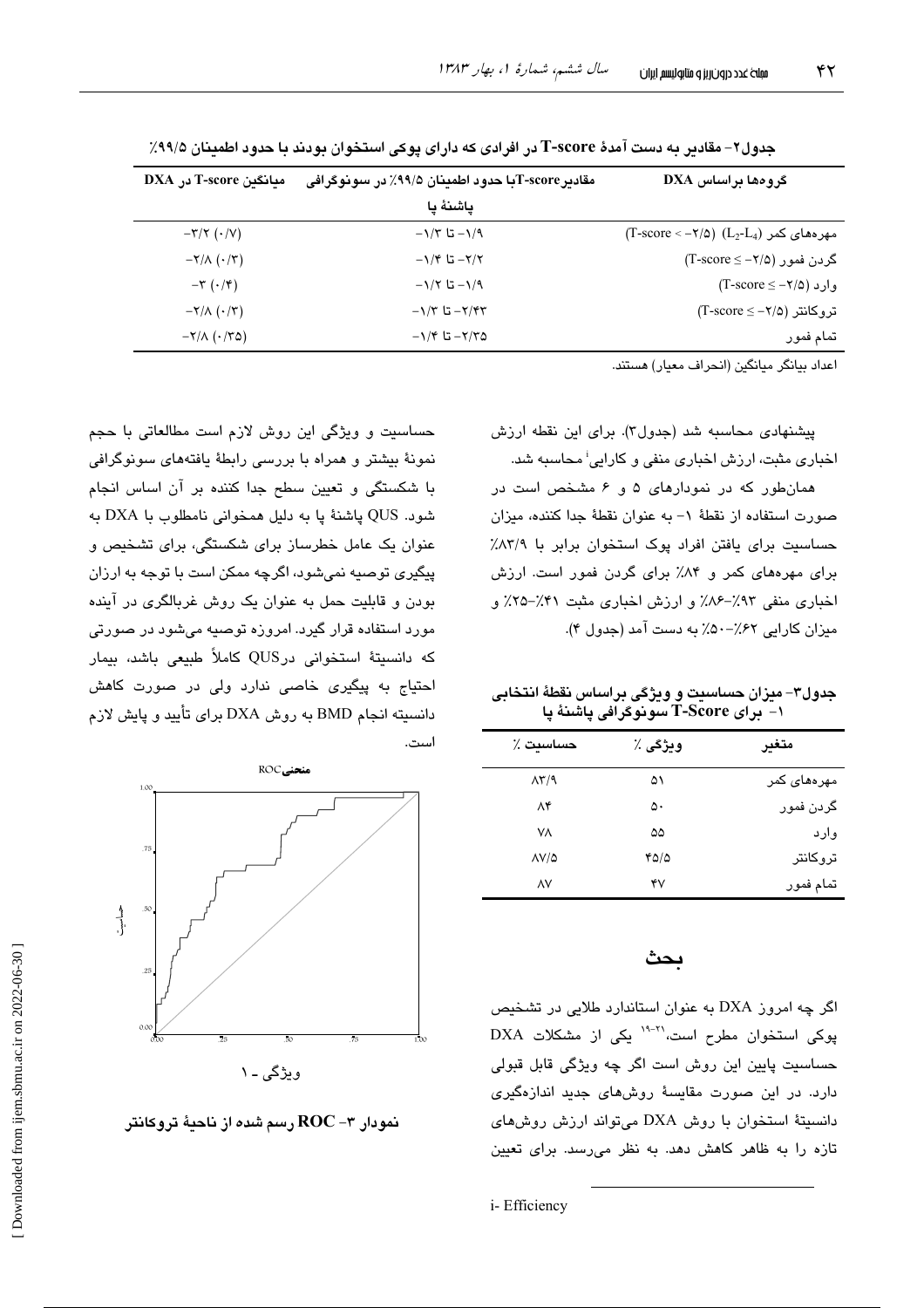جدول۲- مقادیر به دست آمدهٔ T-score در افرادی که دارای پوکی استخوان بودند با حدود اطمینان ۹۹/۵٪

| گروه‌ها براساس DXA | مقادیرT-scoreبا حدود اطمینان ۹۹/۵٪ در سونوگرافی پاشنهٔ پا | میانگین T-score در DXA |
|---|---|---|
| مهره‌های کمر $(L_2\text{-}L_4)$ (T-score < -۲/۵) | -۱/۹ تا -۱/۳ | -۳/۲ (۰/۷) |
| گردن فمور (T-score ≤ -۲/۵) | -۲/۲ تا -۱/۴ | -۲/۸ (۰/۳) |
| وارد (T-score ≤ -۲/۵) | -۱/۹ تا -۱/۲ | -۳ (۰/۴) |
| تروکانتر (T-score ≤ -۲/۵) | -۲/۴۳ تا -۱/۳ | -۲/۸ (۰/۳) |
| تمام فمور | -۲/۳۵ تا -۱/۴ | -۲/۸ (۰/۳۵) |

اعداد بیانگر میانگین (انحراف معیار) هستند.

پیشنهادی محاسبه شد (جدول۳). برای این نقطه ارزش اخباری مثبت، ارزش اخباری منفی و کارایی[i] محاسبه شد.

همان‌طور که در نمودارهای ۵ و ۶ مشخص است در صورت استفاده از نقطهٔ ۱- به عنوان نقطهٔ جدا کننده، میزان حساسیت برای یافتن افراد پوک استخوان برابر با ۸۳/۹٪ برای مهره‌های کمر و ۸۴٪ برای گردن فمور است. ارزش اخباری منفی ۹۳٪-۸۶٪ و ارزش اخباری مثبت ۴۱٪-۲۵٪ و میزان کارایی ۶۲٪-۵۰٪ به دست آمد (جدول ۴).

جدول۳- میزان حساسیت و ویژگی براساس نقطهٔ انتخابی ۱- برای T-Score سونوگرافی پاشنهٔ پا

| متغیر | ویژگی ٪ | حساسیت ٪ |
|---|---|---|
| مهره‌های کمر | ۵۱ | ۸۳/۹ |
| گردن فمور | ۵۰ | ۸۴ |
| وارد | ۵۵ | ۷۸ |
| تروکانتر | ۴۵/۵ | ۸۷/۵ |
| تمام فمور | ۴۷ | ۸۷ |

## بحث

اگر چه امروز DXA به عنوان استاندارد طلایی در تشخیص پوکی استخوان مطرح است،[۱۹-۲۱] یکی از مشکلات DXA حساسیت پایین این روش است اگر چه ویژگی قابل قبولی دارد. در این صورت مقایسهٔ روش‌های جدید اندازه‌گیری دانسیتهٔ استخوان با روش DXA می‌تواند ارزش روش‌های تازه را به ظاهر کاهش دهد. به نظر می‌رسد. برای تعیین حساسیت و ویژگی این روش لازم است مطالعاتی با حجم نمونهٔ بیشتر و همراه با بررسی رابطهٔ یافته‌های سونوگرافی با شکستگی و تعیین سطح جدا کننده بر آن اساس انجام شود. QUS پاشنهٔ پا به دلیل همخوانی نامطلوب با DXA به عنوان یک عامل خطرساز برای شکستگی، برای تشخیص و پیگیری توصیه نمی‌شود، اگرچه ممکن است با توجه به ارزان بودن و قابلیت حمل به عنوان یک روش غربالگری در آینده مورد استفاده قرار گیرد. امروزه توصیه می‌شود در صورتی که دانسیتهٔ استخوانی درQUS کاملاً طبیعی باشد، بیمار احتیاج به پیگیری خاصی ندارد ولی در صورت کاهش دانسیته انجام BMD به روش DXA برای تأیید و پایش لازم است.

منحنیROC

حساسیت

ویژگی - ۱

نمودار ۳- ROC رسم شده از ناحیهٔ تروکانتر

i- Efficiency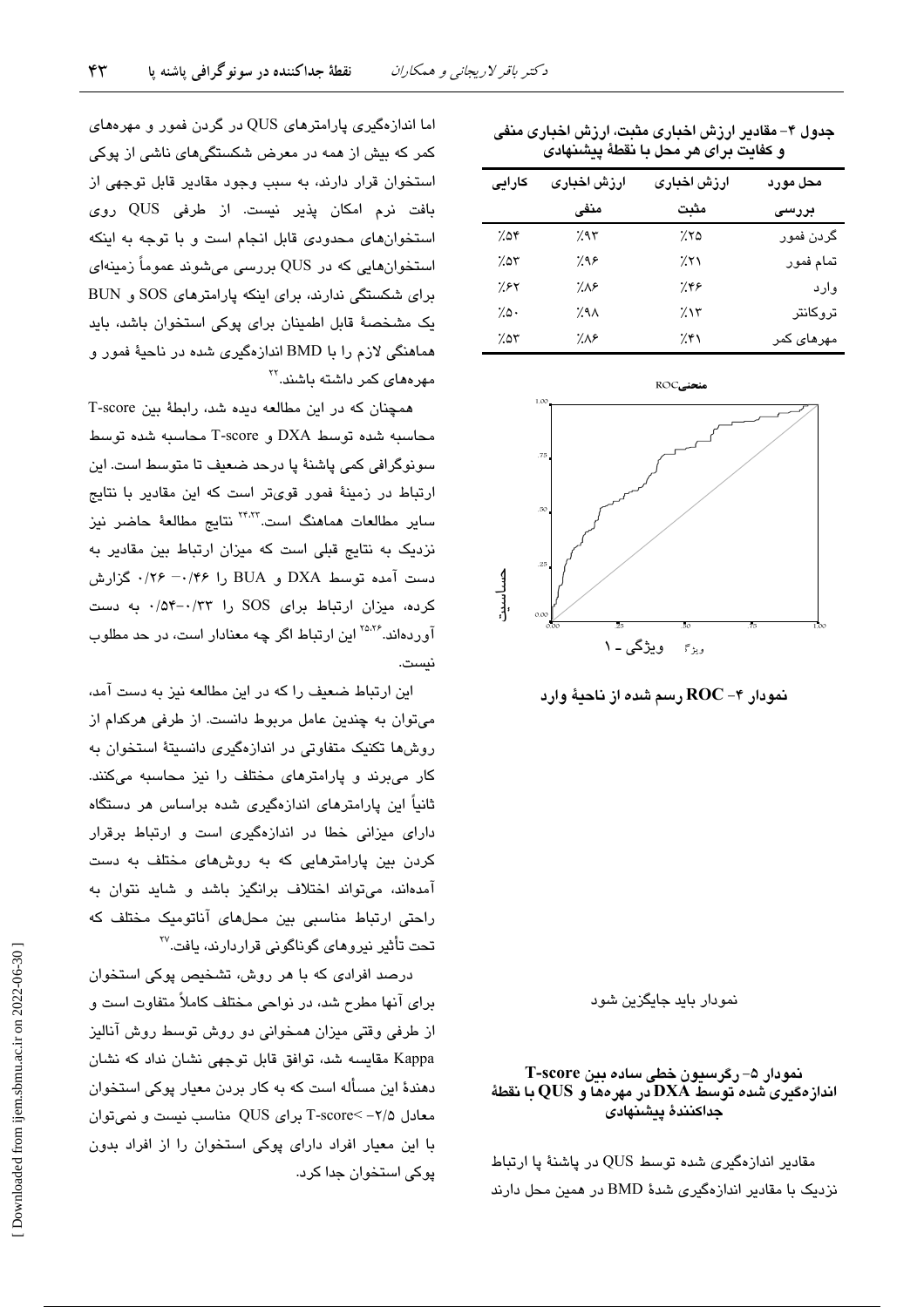**جدول ۴- مقادیر ارزش اخباری مثبت، ارزش اخباری منفی و کفایت برای هر محل با نقطهٔ پیشنهادی**

| محل مورد بررسی | ارزش اخباری مثبت | ارزش اخباری منفی | کارایی |
|---|---|---|---|
| گردن فمور | ٪۲۵ | ٪۹۳ | ٪۵۴ |
| تمام فمور | ٪۲۱ | ٪۹۶ | ٪۵۳ |
| وارد | ٪۴۶ | ٪۸۶ | ٪۶۲ |
| تروکانتر | ٪۱۳ | ٪۹۸ | ٪۵۰ |
| مهره‌های کمر | ٪۴۱ | ٪۸۶ | ٪۵۳ |

**نمودار ۴- ROC رسم شده از ناحیهٔ وارد**

نمودار باید جایگزین شود

**نمودار ۵- رگرسیون خطی ساده بین T-score اندازه‌گیری شده توسط DXA در مهره‌ها و QUS با نقطهٔ جداکنندهٔ پیشنهادی**

مقادیر اندازه‌گیری شده توسط QUS در پاشنهٔ پا ارتباط نزدیک با مقادیر اندازه‌گیری شدهٔ BMD در همین محل دارند اما اندازه‌گیری پارامترهای QUS در گردن فمور و مهره‌های کمر که بیش از همه در معرض شکستگی‌های ناشی از پوکی استخوان قرار دارند، به سبب وجود مقادیر قابل توجهی از بافت نرم امکان پذیر نیست. از طرفی QUS روی استخوان‌های محدودی قابل انجام است و با توجه به اینکه استخوان‌هایی که در QUS بررسی می‌شوند عموماً زمینه‌ای برای شکستگی ندارند، برای اینکه پارامترهای SOS و BUN یک مشخصهٔ قابل اطمینان برای پوکی استخوان باشد، باید هماهنگی لازم را با BMD اندازه‌گیری شده در ناحیهٔ فمور و مهره‌های کمر داشته باشند.[۲۲]

همچنان که در این مطالعه دیده شد، رابطهٔ بین T-score محاسبه شده توسط DXA و T-score محاسبه شده توسط سونوگرافی کمی پاشنهٔ پا درحد ضعیف تا متوسط است. این ارتباط در زمینهٔ فمور قوی‌تر است که این مقادیر با نتایج سایر مطالعات هماهنگ است.[۲۳،۲۴] نتایج مطالعهٔ حاضر نیز نزدیک به نتایج قبلی است که میزان ارتباط بین مقادیر به دست آمده توسط DXA و BUA را ۰/۴۶– ۰/۲۶ گزارش کرده، میزان ارتباط برای SOS را ۰/۳۳–۰/۵۴ به دست آورده‌اند.[۲۵،۲۶] این ارتباط اگر چه معنادار است، در حد مطلوب نیست.

این ارتباط ضعیف را که در این مطالعه نیز به دست آمد، می‌توان به چندین عامل مربوط دانست. از طرفی هرکدام از روش‌ها تکنیک متفاوتی در اندازه‌گیری دانسیتهٔ استخوان به کار می‌برند و پارامترهای مختلف را نیز محاسبه می‌کنند. ثانیاً این پارامترهای اندازه‌گیری شده براساس هر دستگاه دارای میزانی خطا در اندازه‌گیری است و ارتباط برقرار کردن بین پارامترهایی که به روش‌های مختلف به دست آمده‌اند، می‌تواند اختلاف برانگیز باشد و شاید نتوان به راحتی ارتباط مناسبی بین محل‌های آناتومیک مختلف که تحت تأثیر نیروهای گوناگونی قراردارند، یافت.[۲۷]

درصد افرادی که با هر روش، تشخیص پوکی استخوان برای آنها مطرح شد، در نواحی مختلف کاملاً متفاوت است و از طرفی وقتی میزان همخوانی دو روش توسط روش آنالیز Kappa مقایسه شد، توافق قابل توجهی نشان نداد که نشان دهندهٔ این مسأله است که به کار بردن معیار پوکی استخوان معادل T-score< -۲/۵ برای QUS مناسب نیست و نمی‌توان با این معیار افراد دارای پوکی استخوان را از افراد بدون پوکی استخوان جدا کرد.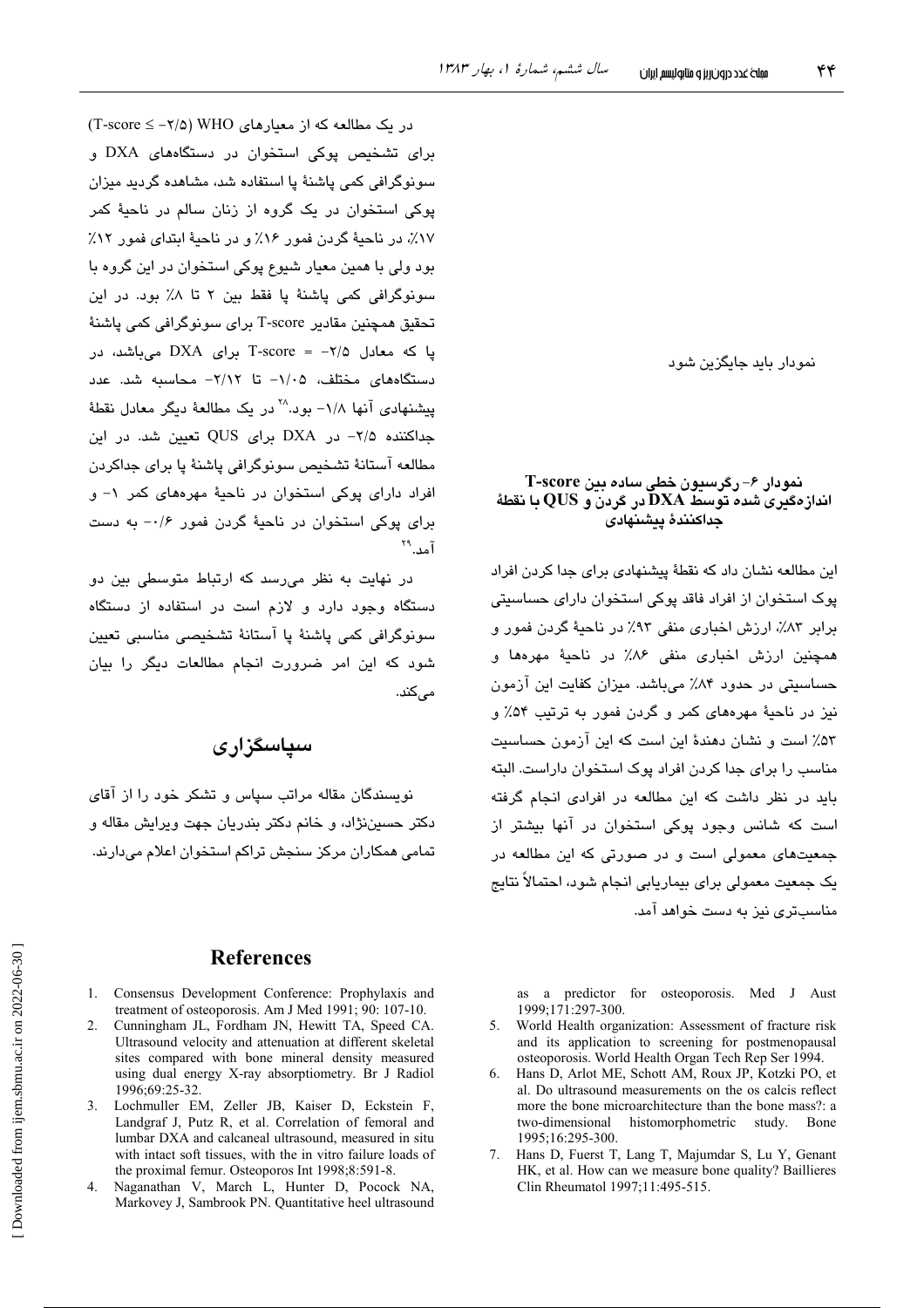نمودار باید جایگزین شود

**نمودار ۶- رگرسیون خطی ساده بین T-score اندازه‌گیری شده توسط DXA در گردن و QUS با نقطهٔ جداکنندهٔ پیشنهادی**

این مطالعه نشان داد که نقطهٔ پیشنهادی برای جدا کردن افراد پوک استخوان از افراد فاقد پوکی استخوان دارای حساسیتی برابر ۸۳٪، ارزش اخباری منفی ۹۳٪ در ناحیهٔ گردن فمور و همچنین ارزش اخباری منفی ۸۶٪ در ناحیهٔ مهره‌ها و حساسیتی در حدود ۸۴٪ می‌باشد. میزان کفایت این آزمون نیز در ناحیهٔ مهره‌های کمر و گردن فمور به ترتیب ۵۴٪ و ۵۳٪ است و نشان دهندهٔ این است که این آزمون حساسیت مناسب را برای جدا کردن افراد پوک استخوان داراست. البته باید در نظر داشت که این مطالعه در افرادی انجام گرفته است که شانس وجود پوکی استخوان در آنها بیشتر از جمعیت‌های معمولی است و در صورتی که این مطالعه در یک جمعیت معمولی برای بیماریابی انجام شود، احتمالاً نتایج مناسب‌تری نیز به دست خواهد آمد.

در یک مطالعه که از معیارهای WHO (T-score ≤ -۲/۵) برای تشخیص پوکی استخوان در دستگاه‌های DXA و سونوگرافی کمی پاشنهٔ پا استفاده شد، مشاهده گردید میزان پوکی استخوان در یک گروه از زنان سالم در ناحیهٔ کمر ۱۷٪، در ناحیهٔ گردن فمور ۱۶٪ و در ناحیهٔ ابتدای فمور ۱۲٪ بود ولی با همین معیار شیوع پوکی استخوان در این گروه با سونوگرافی کمی پاشنهٔ پا فقط بین ۲ تا ۸٪ بود. در این تحقیق همچنین مقادیر T-score برای سونوگرافی کمی پاشنهٔ پا که معادل T-score = -۲/۵ برای DXA می‌باشد، در دستگاه‌های مختلف، ۱/۰۵- تا ۲/۱۲- محاسبه شد. عدد پیشنهادی آنها ۱/۸- بود.[۲۸] در یک مطالعهٔ دیگر معادل نقطهٔ جداکننده ۲/۵- در DXA برای QUS تعیین شد. در این مطالعه آستانهٔ تشخیص سونوگرافی پاشنهٔ پا برای جداکردن افراد دارای پوکی استخوان در ناحیهٔ مهره‌های کمر ۱- و برای پوکی استخوان در ناحیهٔ گردن فمور ۰/۶- به دست آمد.[۲۹]

در نهایت به نظر می‌رسد که ارتباط متوسطی بین دو دستگاه وجود دارد و لازم است در استفاده از دستگاه سونوگرافی کمی پاشنهٔ پا آستانهٔ تشخیصی مناسبی تعیین شود که این امر ضرورت انجام مطالعات دیگر را بیان می‌کند.

## سپاسگزاری

نویسندگان مقاله مراتب سپاس و تشکر خود را از آقای دکتر حسین‌نژاد، و خانم دکتر بندریان جهت ویرایش مقاله و تمامی همکاران مرکز سنجش تراکم استخوان اعلام می‌دارند.

## References

1. Consensus Development Conference: Prophylaxis and treatment of osteoporosis. Am J Med 1991; 90: 107-10.
2. Cunningham JL, Fordham JN, Hewitt TA, Speed CA. Ultrasound velocity and attenuation at different skeletal sites compared with bone mineral density measured using dual energy X-ray absorptiometry. Br J Radiol 1996;69:25-32.
3. Lochmuller EM, Zeller JB, Kaiser D, Eckstein F, Landgraf J, Putz R, et al. Correlation of femoral and lumbar DXA and calcaneal ultrasound, measured in situ with intact soft tissues, with the in vitro failure loads of the proximal femur. Osteoporos Int 1998;8:591-8.
4. Naganathan V, March L, Hunter D, Pocock NA, Markovey J, Sambrook PN. Quantitative heel ultrasound as a predictor for osteoporosis. Med J Aust 1999;171:297-300.
5. World Health organization: Assessment of fracture risk and its application to screening for postmenopausal osteoporosis. World Health Organ Tech Rep Ser 1994.
6. Hans D, Arlot ME, Schott AM, Roux JP, Kotzki PO, et al. Do ultrasound measurements on the os calcis reflect more the bone microarchitecture than the bone mass?: a two-dimensional histomorphometric study. Bone 1995;16:295-300.
7. Hans D, Fuerst T, Lang T, Majumdar S, Lu Y, Genant HK, et al. How can we measure bone quality? Baillieres Clin Rheumatol 1997;11:495-515.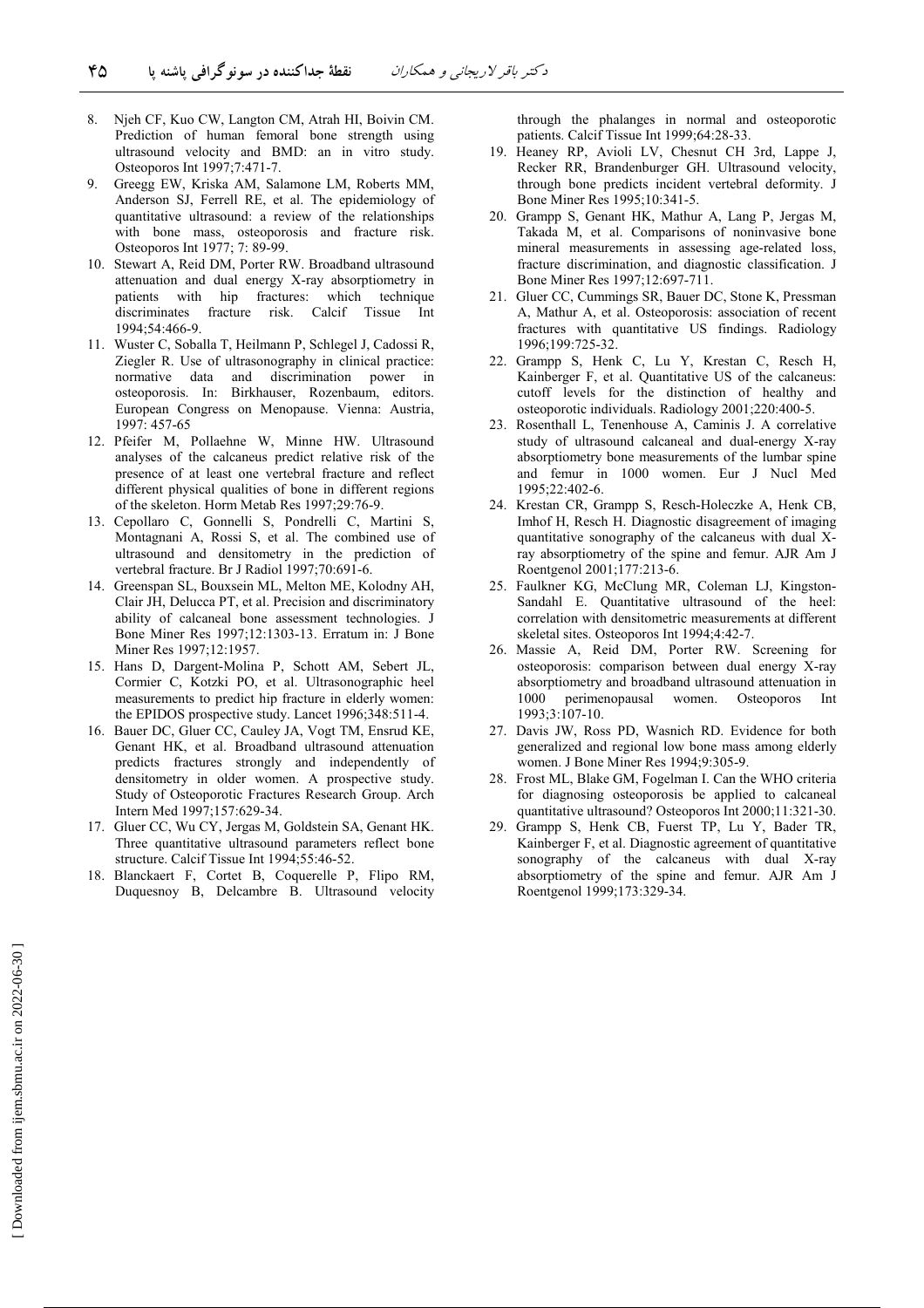8. Njeh CF, Kuo CW, Langton CM, Atrah HI, Boivin CM. Prediction of human femoral bone strength using ultrasound velocity and BMD: an in vitro study. Osteoporos Int 1997;7:471-7.
9. Greegg EW, Kriska AM, Salamone LM, Roberts MM, Anderson SJ, Ferrell RE, et al. The epidemiology of quantitative ultrasound: a review of the relationships with bone mass, osteoporosis and fracture risk. Osteoporos Int 1977; 7: 89-99.
10. Stewart A, Reid DM, Porter RW. Broadband ultrasound attenuation and dual energy X-ray absorptiometry in patients with hip fractures: which technique discriminates fracture risk. Calcif Tissue Int 1994;54:466-9.
11. Wuster C, Soballa T, Heilmann P, Schlegel J, Cadossi R, Ziegler R. Use of ultrasonography in clinical practice: normative data and discrimination power in osteoporosis. In: Birkhauser, Rozenbaum, editors. European Congress on Menopause. Vienna: Austria, 1997: 457-65
12. Pfeifer M, Pollaehne W, Minne HW. Ultrasound analyses of the calcaneus predict relative risk of the presence of at least one vertebral fracture and reflect different physical qualities of bone in different regions of the skeleton. Horm Metab Res 1997;29:76-9.
13. Cepollaro C, Gonnelli S, Pondrelli C, Martini S, Montagnani A, Rossi S, et al. The combined use of ultrasound and densitometry in the prediction of vertebral fracture. Br J Radiol 1997;70:691-6.
14. Greenspan SL, Bouxsein ML, Melton ME, Kolodny AH, Clair JH, Delucca PT, et al. Precision and discriminatory ability of calcaneal bone assessment technologies. J Bone Miner Res 1997;12:1303-13. Erratum in: J Bone Miner Res 1997;12:1957.
15. Hans D, Dargent-Molina P, Schott AM, Sebert JL, Cormier C, Kotzki PO, et al. Ultrasonographic heel measurements to predict hip fracture in elderly women: the EPIDOS prospective study. Lancet 1996;348:511-4.
16. Bauer DC, Gluer CC, Cauley JA, Vogt TM, Ensrud KE, Genant HK, et al. Broadband ultrasound attenuation predicts fractures strongly and independently of densitometry in older women. A prospective study. Study of Osteoporotic Fractures Research Group. Arch Intern Med 1997;157:629-34.
17. Gluer CC, Wu CY, Jergas M, Goldstein SA, Genant HK. Three quantitative ultrasound parameters reflect bone structure. Calcif Tissue Int 1994;55:46-52.
18. Blanckaert F, Cortet B, Coquerelle P, Flipo RM, Duquesnoy B, Delcambre B. Ultrasound velocity through the phalanges in normal and osteoporotic patients. Calcif Tissue Int 1999;64:28-33.
19. Heaney RP, Avioli LV, Chesnut CH 3rd, Lappe J, Recker RR, Brandenburger GH. Ultrasound velocity, through bone predicts incident vertebral deformity. J Bone Miner Res 1995;10:341-5.
20. Grampp S, Genant HK, Mathur A, Lang P, Jergas M, Takada M, et al. Comparisons of noninvasive bone mineral measurements in assessing age-related loss, fracture discrimination, and diagnostic classification. J Bone Miner Res 1997;12:697-711.
21. Gluer CC, Cummings SR, Bauer DC, Stone K, Pressman A, Mathur A, et al. Osteoporosis: association of recent fractures with quantitative US findings. Radiology 1996;199:725-32.
22. Grampp S, Henk C, Lu Y, Krestan C, Resch H, Kainberger F, et al. Quantitative US of the calcaneus: cutoff levels for the distinction of healthy and osteoporotic individuals. Radiology 2001;220:400-5.
23. Rosenthall L, Tenenhouse A, Caminis J. A correlative study of ultrasound calcaneal and dual-energy X-ray absorptiometry bone measurements of the lumbar spine and femur in 1000 women. Eur J Nucl Med 1995;22:402-6.
24. Krestan CR, Grampp S, Resch-Holeczke A, Henk CB, Imhof H, Resch H. Diagnostic disagreement of imaging quantitative sonography of the calcaneus with dual X-ray absorptiometry of the spine and femur. AJR Am J Roentgenol 2001;177:213-6.
25. Faulkner KG, McClung MR, Coleman LJ, Kingston-Sandahl E. Quantitative ultrasound of the heel: correlation with densitometric measurements at different skeletal sites. Osteoporos Int 1994;4:42-7.
26. Massie A, Reid DM, Porter RW. Screening for osteoporosis: comparison between dual energy X-ray absorptiometry and broadband ultrasound attenuation in 1000 perimenopausal women. Osteoporos Int 1993;3:107-10.
27. Davis JW, Ross PD, Wasnich RD. Evidence for both generalized and regional low bone mass among elderly women. J Bone Miner Res 1994;9:305-9.
28. Frost ML, Blake GM, Fogelman I. Can the WHO criteria for diagnosing osteoporosis be applied to calcaneal quantitative ultrasound? Osteoporos Int 2000;11:321-30.
29. Grampp S, Henk CB, Fuerst TP, Lu Y, Bader TR, Kainberger F, et al. Diagnostic agreement of quantitative sonography of the calcaneus with dual X-ray absorptiometry of the spine and femur. AJR Am J Roentgenol 1999;173:329-34.